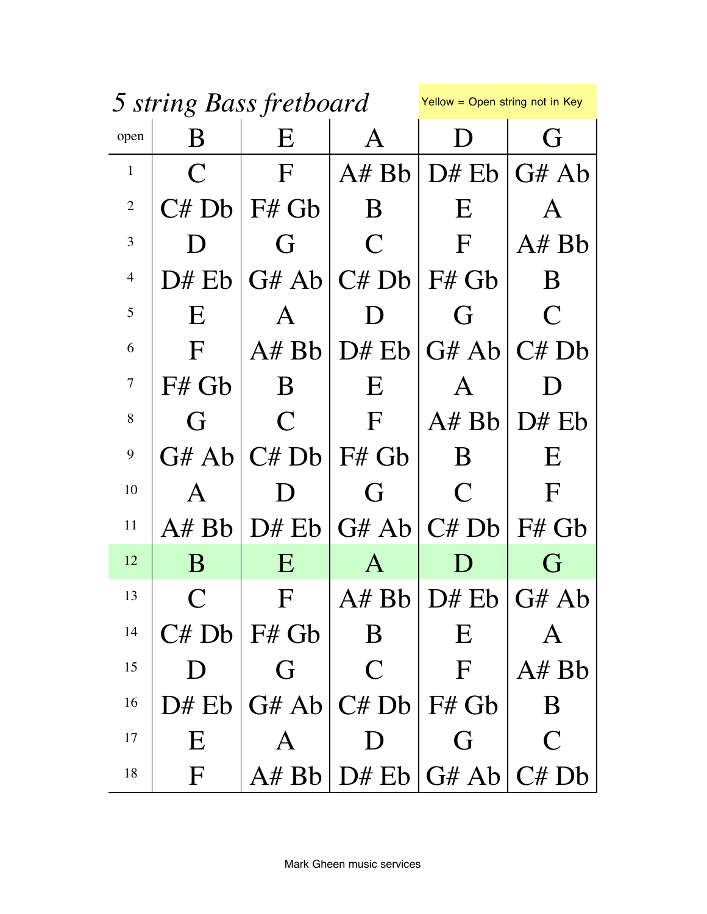# *5 string Bass fretboard*

Yellow = Open string not in Key

| open | B | E | A | D | G |
|---|---|---|---|---|---|
| 1 | C | F | A# Bb | D# Eb | G# Ab |
| 2 | C# Db | F# Gb | B | E | A |
| 3 | D | G | C | F | A# Bb |
| 4 | D# Eb | G# Ab | C# Db | F# Gb | B |
| 5 | E | A | D | G | C |
| 6 | F | A# Bb | D# Eb | G# Ab | C# Db |
| 7 | F# Gb | B | E | A | D |
| 8 | G | C | F | A# Bb | D# Eb |
| 9 | G# Ab | C# Db | F# Gb | B | E |
| 10 | A | D | G | C | F |
| 11 | A# Bb | D# Eb | G# Ab | C# Db | F# Gb |
| 12 | B | E | A | D | G |
| 13 | C | F | A# Bb | D# Eb | G# Ab |
| 14 | C# Db | F# Gb | B | E | A |
| 15 | D | G | C | F | A# Bb |
| 16 | D# Eb | G# Ab | C# Db | F# Gb | B |
| 17 | E | A | D | G | C |
| 18 | F | A# Bb | D# Eb | G# Ab | C# Db |

Mark Gheen music services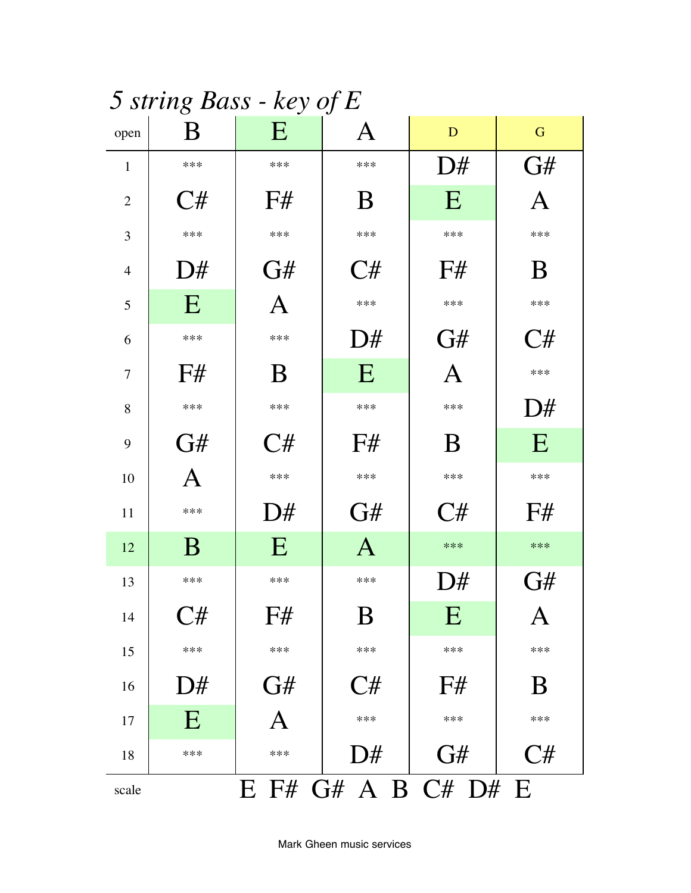# *5 string Bass - key of E*

| open | B | E | A | D | G |
|---|---|---|---|---|---|
| 1 | *** | *** | *** | D# | G# |
| 2 | C# | F# | B | E | A |
| 3 | *** | *** | *** | *** | *** |
| 4 | D# | G# | C# | F# | B |
| 5 | E | A | *** | *** | *** |
| 6 | *** | *** | D# | G# | C# |
| 7 | F# | B | E | A | *** |
| 8 | *** | *** | *** | *** | D# |
| 9 | G# | C# | F# | B | E |
| 10 | A | *** | *** | *** | *** |
| 11 | *** | D# | G# | C# | F# |
| 12 | B | E | A | *** | *** |
| 13 | *** | *** | *** | D# | G# |
| 14 | C# | F# | B | E | A |
| 15 | *** | *** | *** | *** | *** |
| 16 | D# | G# | C# | F# | B |
| 17 | E | A | *** | *** | *** |
| 18 | *** | *** | D# | G# | C# |

scale E F# G# A B C# D# E

Mark Gheen music services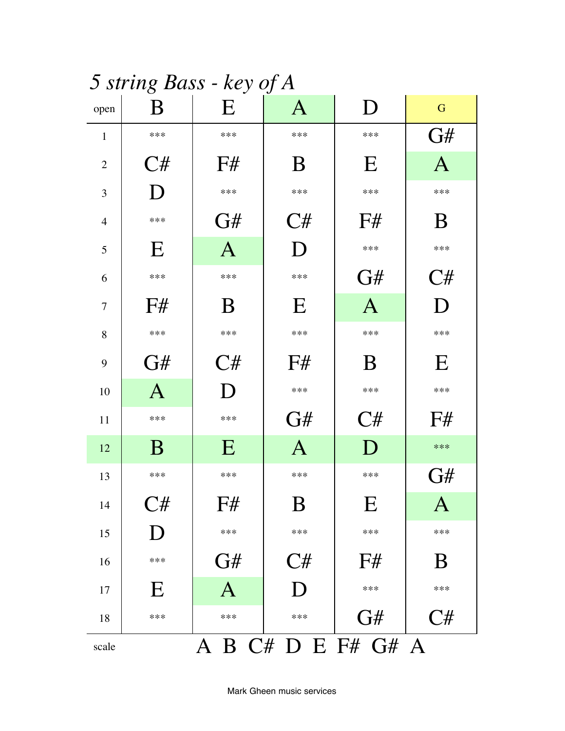# *5 string Bass - key of A*

| open | B | E | A | D | G |
|---|---|---|---|---|---|
| 1 | *** | *** | *** | *** | G# |
| 2 | C# | F# | B | E | A |
| 3 | D | *** | *** | *** | *** |
| 4 | *** | G# | C# | F# | B |
| 5 | E | A | D | *** | *** |
| 6 | *** | *** | *** | G# | C# |
| 7 | F# | B | E | A | D |
| 8 | *** | *** | *** | *** | *** |
| 9 | G# | C# | F# | B | E |
| 10 | A | D | *** | *** | *** |
| 11 | *** | *** | G# | C# | F# |
| 12 | B | E | A | D | *** |
| 13 | *** | *** | *** | *** | G# |
| 14 | C# | F# | B | E | A |
| 15 | D | *** | *** | *** | *** |
| 16 | *** | G# | C# | F# | B |
| 17 | E | A | D | *** | *** |
| 18 | *** | *** | *** | G# | C# |

scale A B C# D E F# G# A

Mark Gheen music services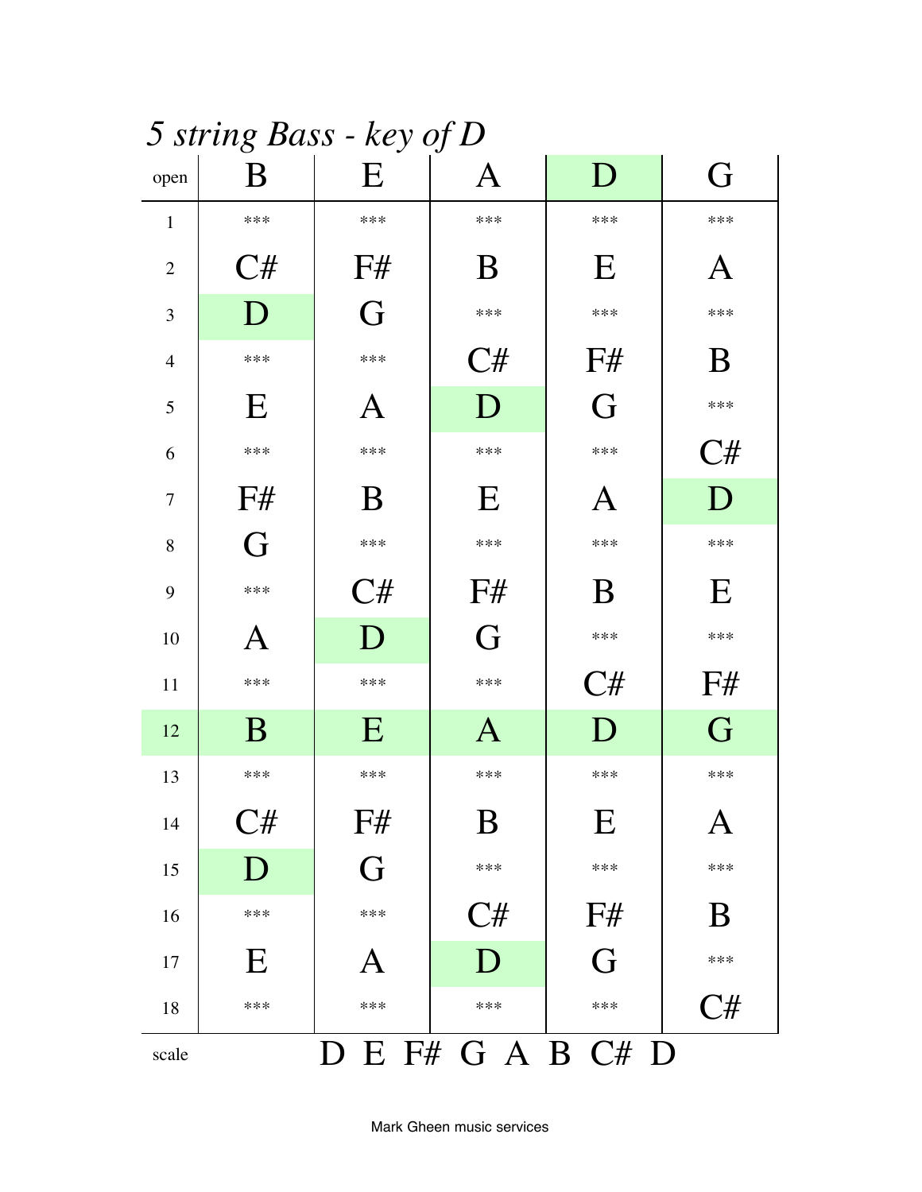*5 string Bass - key of D*

| open | B | E | A | D | G |
|---|---|---|---|---|---|
| 1 | *** | *** | *** | *** | *** |
| 2 | C# | F# | B | E | A |
| 3 | D | G | *** | *** | *** |
| 4 | *** | *** | C# | F# | B |
| 5 | E | A | D | G | *** |
| 6 | *** | *** | *** | *** | C# |
| 7 | F# | B | E | A | D |
| 8 | G | *** | *** | *** | *** |
| 9 | *** | C# | F# | B | E |
| 10 | A | D | G | *** | *** |
| 11 | *** | *** | *** | C# | F# |
| 12 | B | E | A | D | G |
| 13 | *** | *** | *** | *** | *** |
| 14 | C# | F# | B | E | A |
| 15 | D | G | *** | *** | *** |
| 16 | *** | *** | C# | F# | B |
| 17 | E | A | D | G | *** |
| 18 | *** | *** | *** | *** | C# |

scale D E F# G A B C# D

Mark Gheen music services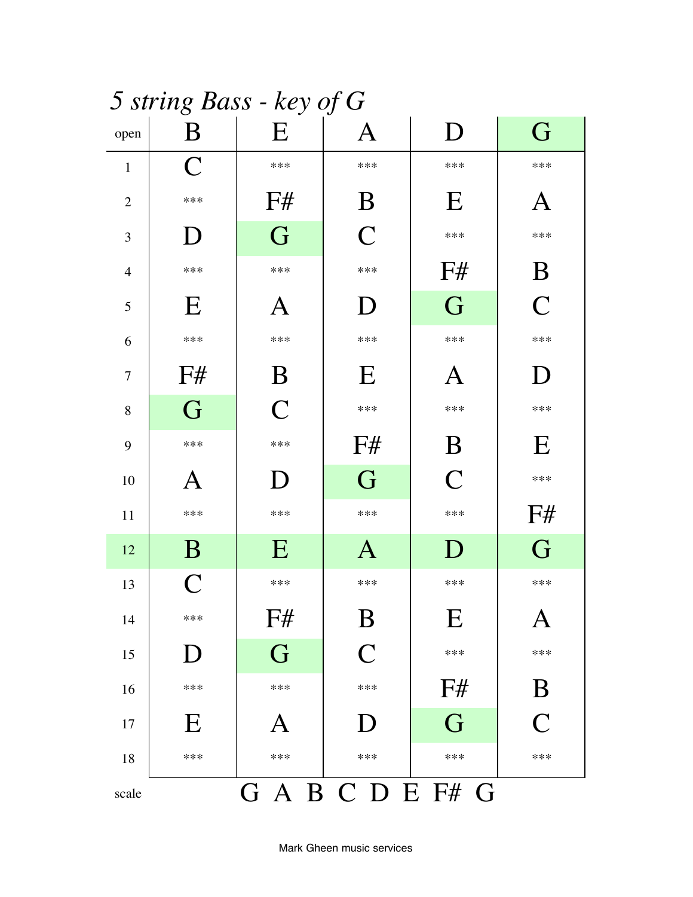# *5 string Bass - key of G*

| open | B | E | A | D | G |
|---|---|---|---|---|---|
| 1 | C | *** | *** | *** | *** |
| 2 | *** | F# | B | E | A |
| 3 | D | G | C | *** | *** |
| 4 | *** | *** | *** | F# | B |
| 5 | E | A | D | G | C |
| 6 | *** | *** | *** | *** | *** |
| 7 | F# | B | E | A | D |
| 8 | G | C | *** | *** | *** |
| 9 | *** | *** | F# | B | E |
| 10 | A | D | G | C | *** |
| 11 | *** | *** | *** | *** | F# |
| 12 | B | E | A | D | G |
| 13 | C | *** | *** | *** | *** |
| 14 | *** | F# | B | E | A |
| 15 | D | G | C | *** | *** |
| 16 | *** | *** | *** | F# | B |
| 17 | E | A | D | G | C |
| 18 | *** | *** | *** | *** | *** |

scale G A B C D E F# G

Mark Gheen music services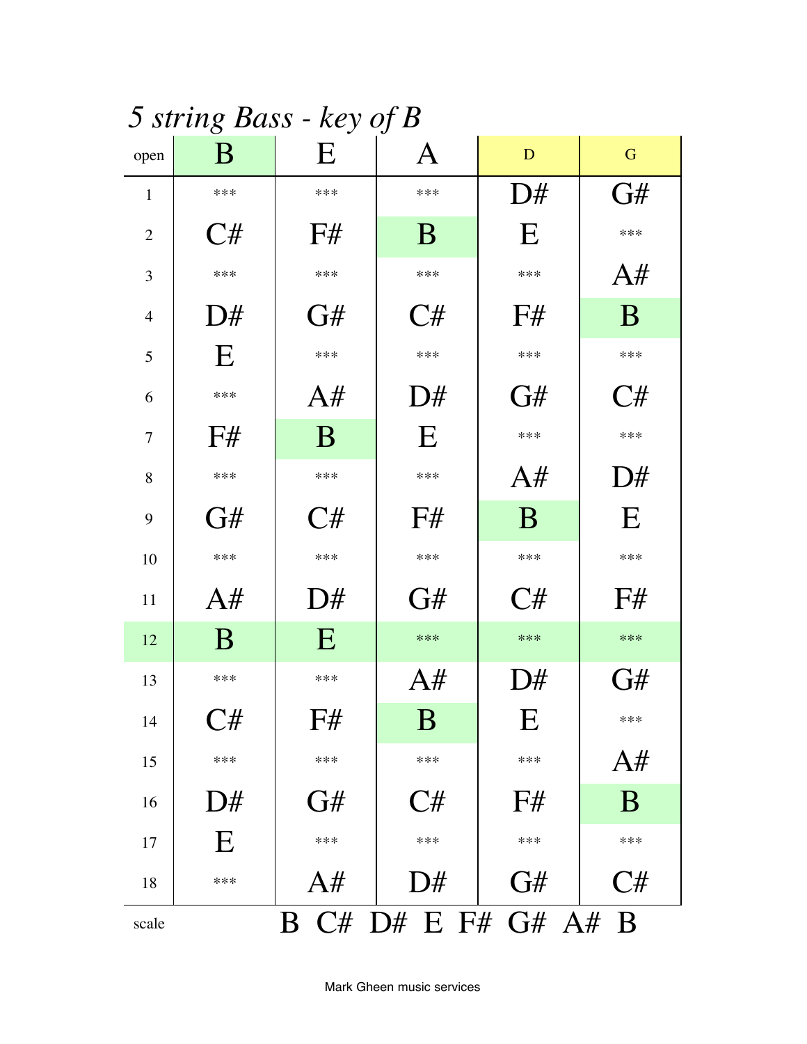# *5 string Bass - key of B*

| open | B | E | A | D | G |
|---|---|---|---|---|---|
| 1 | *** | *** | *** | D# | G# |
| 2 | C# | F# | B | E | *** |
| 3 | *** | *** | *** | *** | A# |
| 4 | D# | G# | C# | F# | B |
| 5 | E | *** | *** | *** | *** |
| 6 | *** | A# | D# | G# | C# |
| 7 | F# | B | E | *** | *** |
| 8 | *** | *** | *** | A# | D# |
| 9 | G# | C# | F# | B | E |
| 10 | *** | *** | *** | *** | *** |
| 11 | A# | D# | G# | C# | F# |
| 12 | B | E | *** | *** | *** |
| 13 | *** | *** | A# | D# | G# |
| 14 | C# | F# | B | E | *** |
| 15 | *** | *** | *** | *** | A# |
| 16 | D# | G# | C# | F# | B |
| 17 | E | *** | *** | *** | *** |
| 18 | *** | A# | D# | G# | C# |

scale B C# D# E F# G# A# B

Mark Gheen music services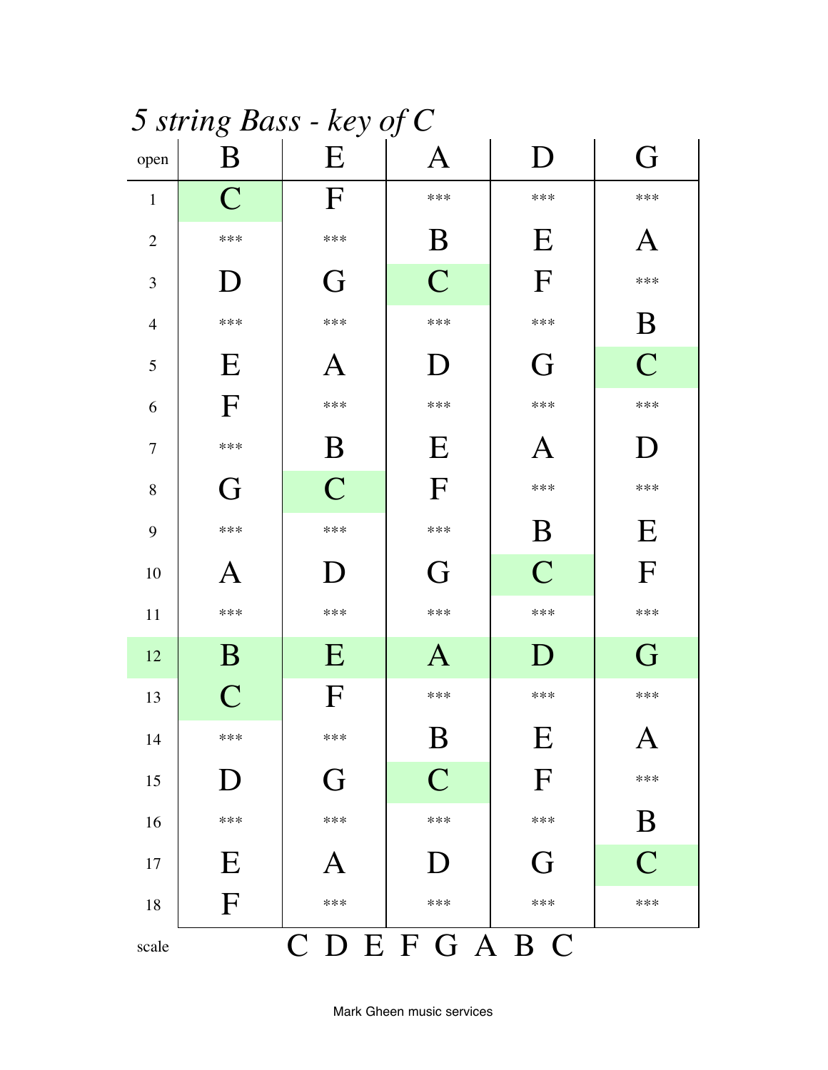# *5 string Bass - key of C*

| open | B | E | A | D | G |
|---|---|---|---|---|---|
| 1 | C | F | *** | *** | *** |
| 2 | *** | *** | B | E | A |
| 3 | D | G | C | F | *** |
| 4 | *** | *** | *** | *** | B |
| 5 | E | A | D | G | C |
| 6 | F | *** | *** | *** | *** |
| 7 | *** | B | E | A | D |
| 8 | G | C | F | *** | *** |
| 9 | *** | *** | *** | B | E |
| 10 | A | D | G | C | F |
| 11 | *** | *** | *** | *** | *** |
| 12 | B | E | A | D | G |
| 13 | C | F | *** | *** | *** |
| 14 | *** | *** | B | E | A |
| 15 | D | G | C | F | *** |
| 16 | *** | *** | *** | *** | B |
| 17 | E | A | D | G | C |
| 18 | F | *** | *** | *** | *** |

scale C D E F G A B C

Mark Gheen music services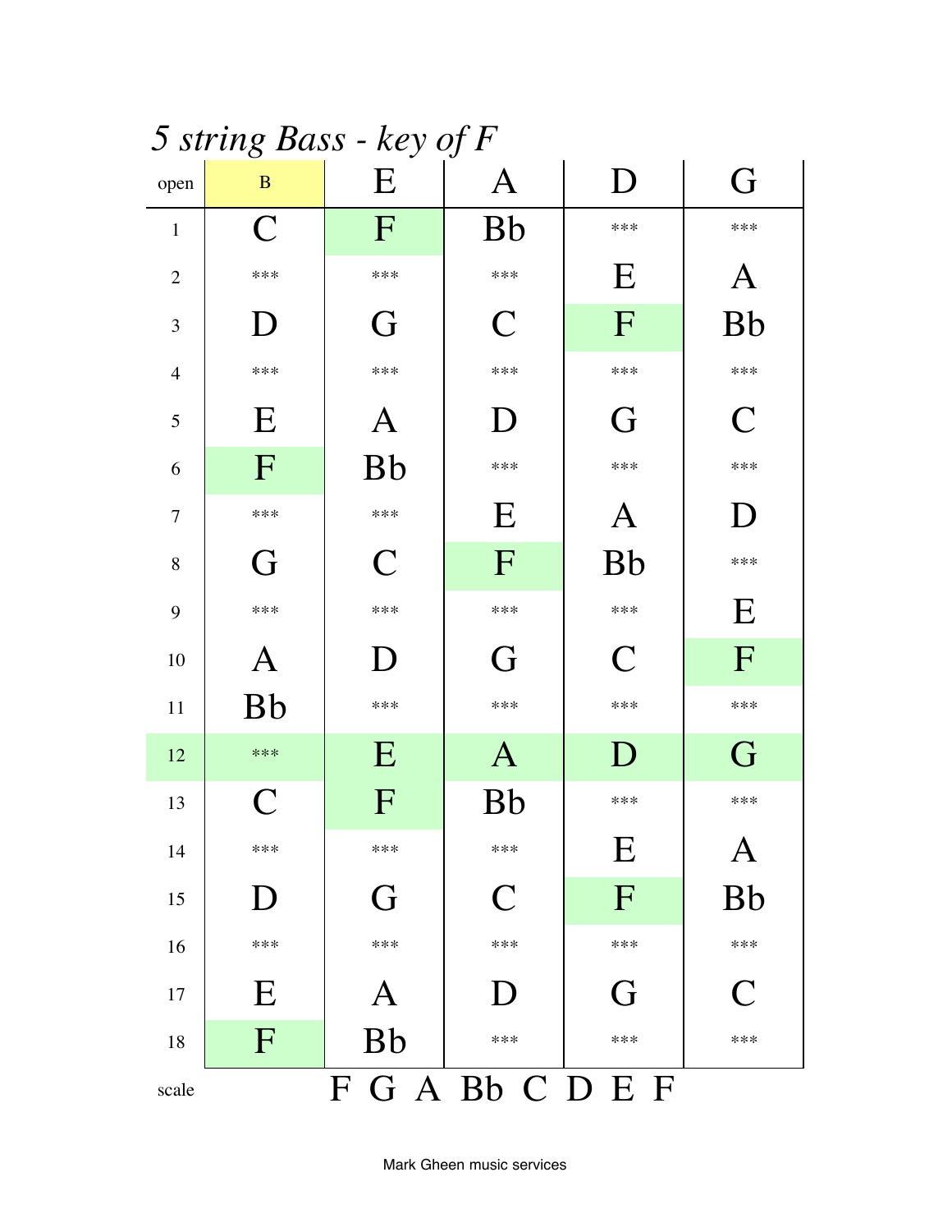# *5 string Bass - key of F*

| open | B | E | A | D | G |
|---|---|---|---|---|---|
| 1 | C | F | Bb | *** | *** |
| 2 | *** | *** | *** | E | A |
| 3 | D | G | C | F | Bb |
| 4 | *** | *** | *** | *** | *** |
| 5 | E | A | D | G | C |
| 6 | F | Bb | *** | *** | *** |
| 7 | *** | *** | E | A | D |
| 8 | G | C | F | Bb | *** |
| 9 | *** | *** | *** | *** | E |
| 10 | A | D | G | C | F |
| 11 | Bb | *** | *** | *** | *** |
| 12 | *** | E | A | D | G |
| 13 | C | F | Bb | *** | *** |
| 14 | *** | *** | *** | E | A |
| 15 | D | G | C | F | Bb |
| 16 | *** | *** | *** | *** | *** |
| 17 | E | A | D | G | C |
| 18 | F | Bb | *** | *** | *** |

scale F G A Bb C D E F

Mark Gheen music services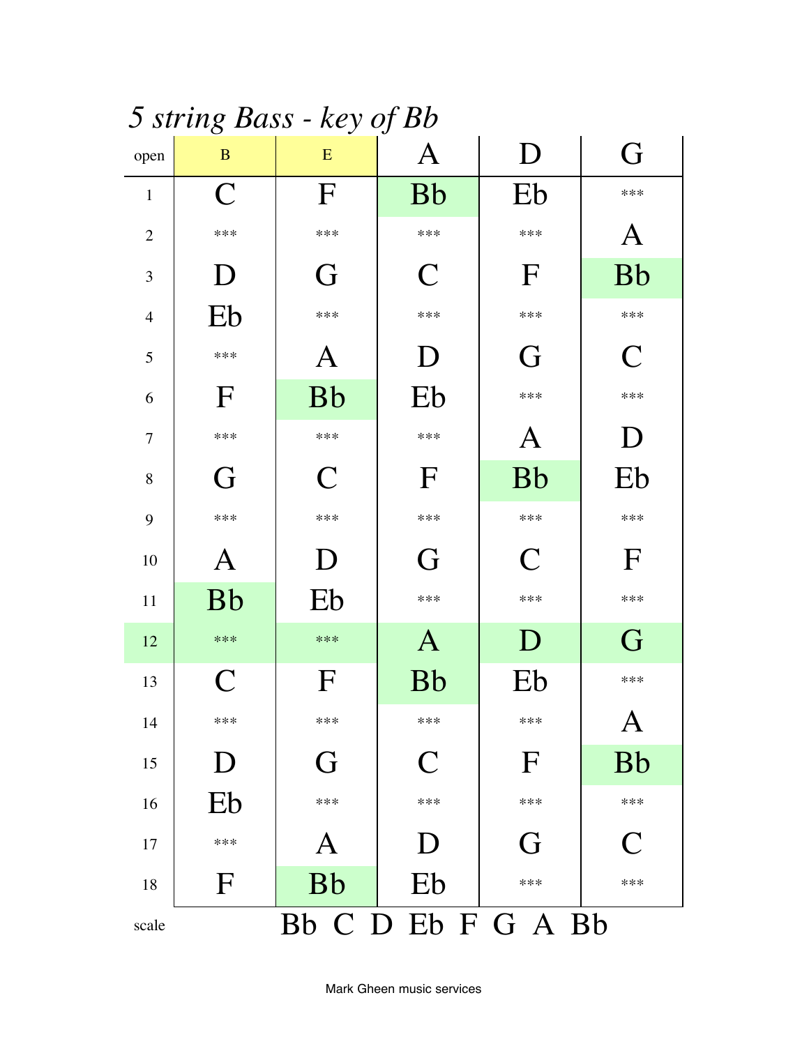# *5 string Bass - key of Bb*

| open | B | E | A | D | G |
|---|---|---|---|---|---|
| 1 | C | F | Bb | Eb | *** |
| 2 | *** | *** | *** | *** | A |
| 3 | D | G | C | F | Bb |
| 4 | Eb | *** | *** | *** | *** |
| 5 | *** | A | D | G | C |
| 6 | F | Bb | Eb | *** | *** |
| 7 | *** | *** | *** | A | D |
| 8 | G | C | F | Bb | Eb |
| 9 | *** | *** | *** | *** | *** |
| 10 | A | D | G | C | F |
| 11 | Bb | Eb | *** | *** | *** |
| 12 | *** | *** | A | D | G |
| 13 | C | F | Bb | Eb | *** |
| 14 | *** | *** | *** | *** | A |
| 15 | D | G | C | F | Bb |
| 16 | Eb | *** | *** | *** | *** |
| 17 | *** | A | D | G | C |
| 18 | F | Bb | Eb | *** | *** |

scale Bb C D Eb F G A Bb

Mark Gheen music services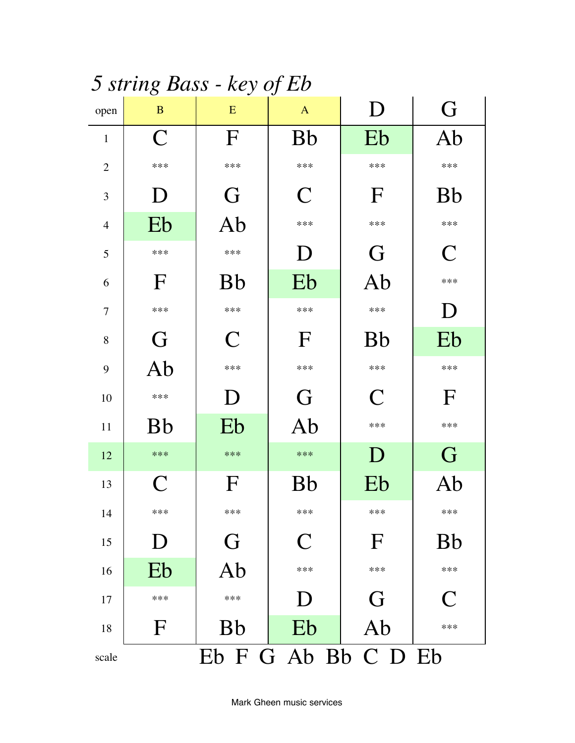# *5 string Bass - key of Eb*

| open | B | E | A | D | G |
|---|---|---|---|---|---|
| 1 | C | F | Bb | Eb | Ab |
| 2 | *** | *** | *** | *** | *** |
| 3 | D | G | C | F | Bb |
| 4 | Eb | Ab | *** | *** | *** |
| 5 | *** | *** | D | G | C |
| 6 | F | Bb | Eb | Ab | *** |
| 7 | *** | *** | *** | *** | D |
| 8 | G | C | F | Bb | Eb |
| 9 | Ab | *** | *** | *** | *** |
| 10 | *** | D | G | C | F |
| 11 | Bb | Eb | Ab | *** | *** |
| 12 | *** | *** | *** | D | G |
| 13 | C | F | Bb | Eb | Ab |
| 14 | *** | *** | *** | *** | *** |
| 15 | D | G | C | F | Bb |
| 16 | Eb | Ab | *** | *** | *** |
| 17 | *** | *** | D | G | C |
| 18 | F | Bb | Eb | Ab | *** |

scale Eb F G Ab Bb C D Eb

Mark Gheen music services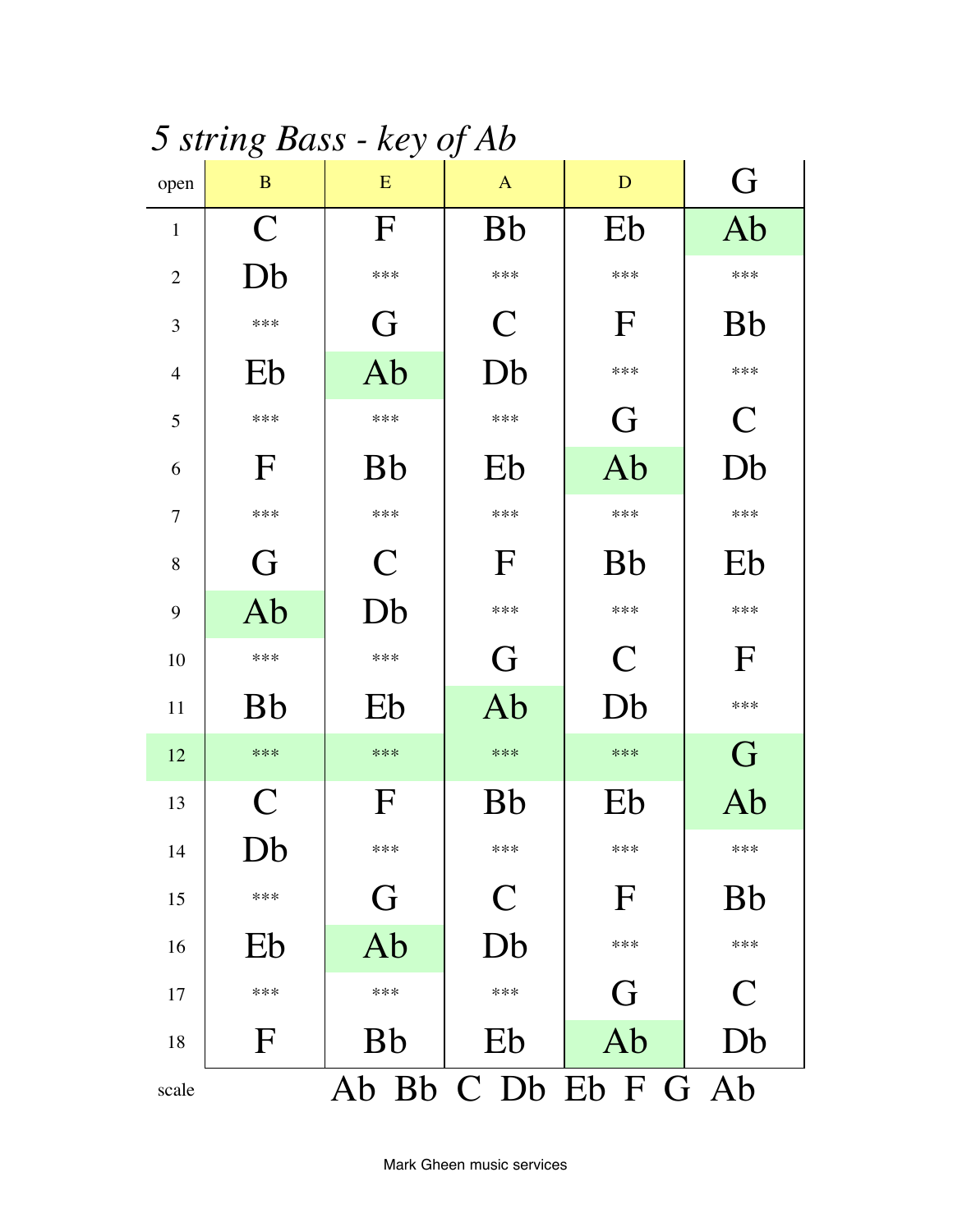# *5 string Bass - key of Ab*

| open | B | E | A | D | G |
|---|---|---|---|---|---|
| 1 | C | F | Bb | Eb | Ab |
| 2 | Db | *** | *** | *** | *** |
| 3 | *** | G | C | F | Bb |
| 4 | Eb | Ab | Db | *** | *** |
| 5 | *** | *** | *** | G | C |
| 6 | F | Bb | Eb | Ab | Db |
| 7 | *** | *** | *** | *** | *** |
| 8 | G | C | F | Bb | Eb |
| 9 | Ab | Db | *** | *** | *** |
| 10 | *** | *** | G | C | F |
| 11 | Bb | Eb | Ab | Db | *** |
| 12 | *** | *** | *** | *** | G |
| 13 | C | F | Bb | Eb | Ab |
| 14 | Db | *** | *** | *** | *** |
| 15 | *** | G | C | F | Bb |
| 16 | Eb | Ab | Db | *** | *** |
| 17 | *** | *** | *** | G | C |
| 18 | F | Bb | Eb | Ab | Db |

scale Ab Bb C Db Eb F G Ab

Mark Gheen music services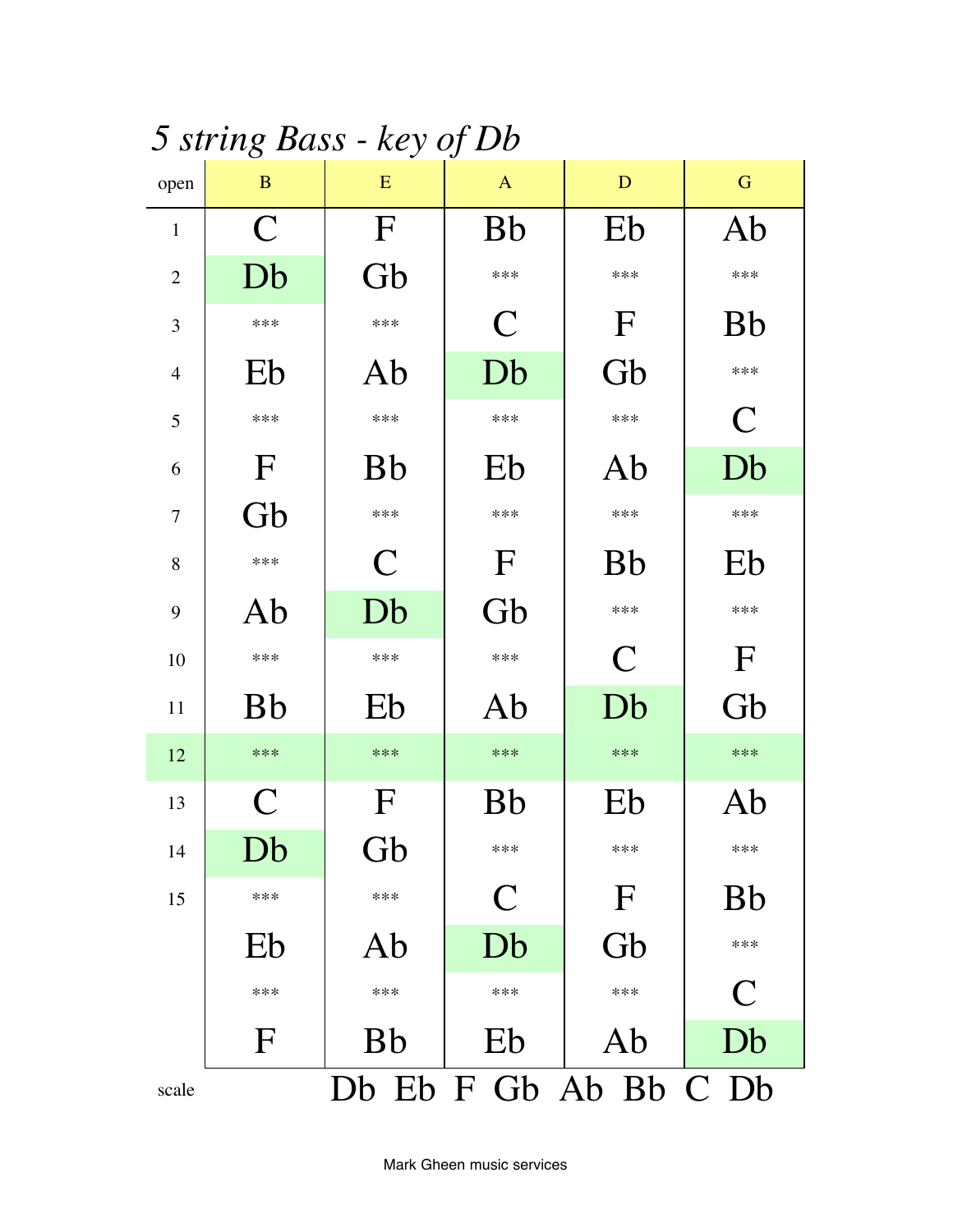# *5 string Bass - key of Db*

| open | B | E | A | D | G |
|---|---|---|---|---|---|
| 1 | C | F | Bb | Eb | Ab |
| 2 | Db | Gb | *** | *** | *** |
| 3 | *** | *** | C | F | Bb |
| 4 | Eb | Ab | Db | Gb | *** |
| 5 | *** | *** | *** | *** | C |
| 6 | F | Bb | Eb | Ab | Db |
| 7 | Gb | *** | *** | *** | *** |
| 8 | *** | C | F | Bb | Eb |
| 9 | Ab | Db | Gb | *** | *** |
| 10 | *** | *** | *** | C | F |
| 11 | Bb | Eb | Ab | Db | Gb |
| 12 | *** | *** | *** | *** | *** |
| 13 | C | F | Bb | Eb | Ab |
| 14 | Db | Gb | *** | *** | *** |
| 15 | *** | *** | C | F | Bb |
| | Eb | Ab | Db | Gb | *** |
| | *** | *** | *** | *** | C |
| | F | Bb | Eb | Ab | Db |

scale Db Eb F Gb Ab Bb C Db

Mark Gheen music services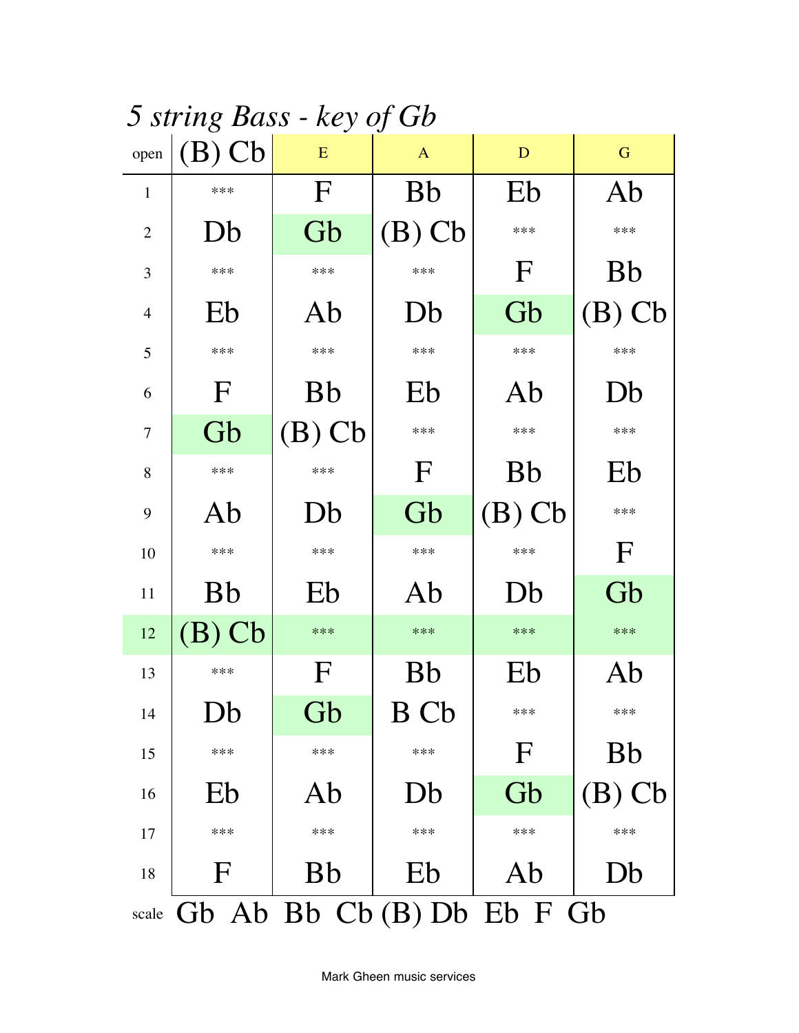# *5 string Bass - key of Gb*

| open | (B) Cb | E | A | D | G |
|---|---|---|---|---|---|
| 1 | *** | F | Bb | Eb | Ab |
| 2 | Db | Gb | (B) Cb | *** | *** |
| 3 | *** | *** | *** | F | Bb |
| 4 | Eb | Ab | Db | Gb | (B) Cb |
| 5 | *** | *** | *** | *** | *** |
| 6 | F | Bb | Eb | Ab | Db |
| 7 | Gb | (B) Cb | *** | *** | *** |
| 8 | *** | *** | F | Bb | Eb |
| 9 | Ab | Db | Gb | (B) Cb | *** |
| 10 | *** | *** | *** | *** | F |
| 11 | Bb | Eb | Ab | Db | Gb |
| 12 | (B) Cb | *** | *** | *** | *** |
| 13 | *** | F | Bb | Eb | Ab |
| 14 | Db | Gb | B Cb | *** | *** |
| 15 | *** | *** | *** | F | Bb |
| 16 | Eb | Ab | Db | Gb | (B) Cb |
| 17 | *** | *** | *** | *** | *** |
| 18 | F | Bb | Eb | Ab | Db |

scale Gb Ab Bb Cb (B) Db Eb F Gb

Mark Gheen music services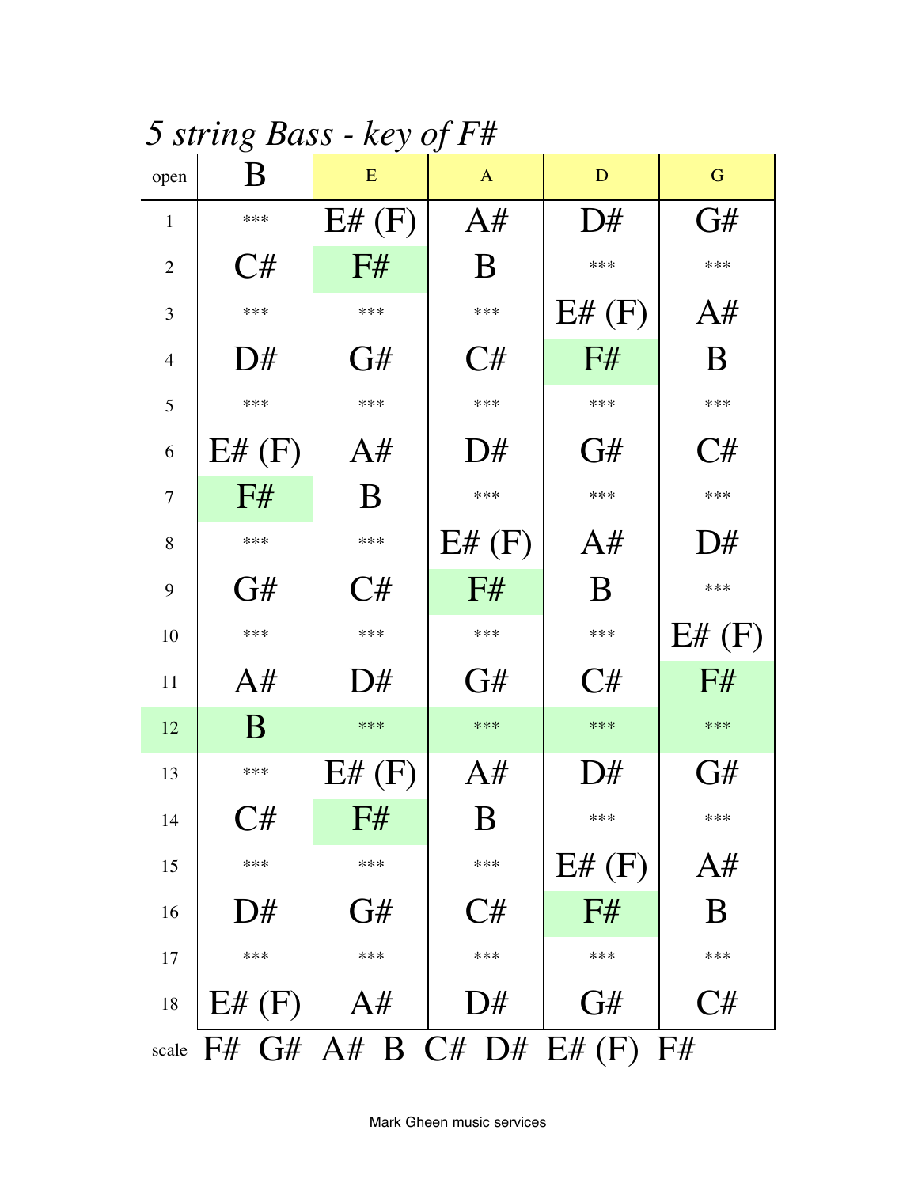# *5 string Bass - key of F#*

| open | B | E | A | D | G |
|---|---|---|---|---|---|
| 1 | *** | E# (F) | A# | D# | G# |
| 2 | C# | F# | B | *** | *** |
| 3 | *** | *** | *** | E# (F) | A# |
| 4 | D# | G# | C# | F# | B |
| 5 | *** | *** | *** | *** | *** |
| 6 | E# (F) | A# | D# | G# | C# |
| 7 | F# | B | *** | *** | *** |
| 8 | *** | *** | E# (F) | A# | D# |
| 9 | G# | C# | F# | B | *** |
| 10 | *** | *** | *** | *** | E# (F) |
| 11 | A# | D# | G# | C# | F# |
| 12 | B | *** | *** | *** | *** |
| 13 | *** | E# (F) | A# | D# | G# |
| 14 | C# | F# | B | *** | *** |
| 15 | *** | *** | *** | E# (F) | A# |
| 16 | D# | G# | C# | F# | B |
| 17 | *** | *** | *** | *** | *** |
| 18 | E# (F) | A# | D# | G# | C# |

scale F# G# A# B C# D# E# (F) F#

Mark Gheen music services